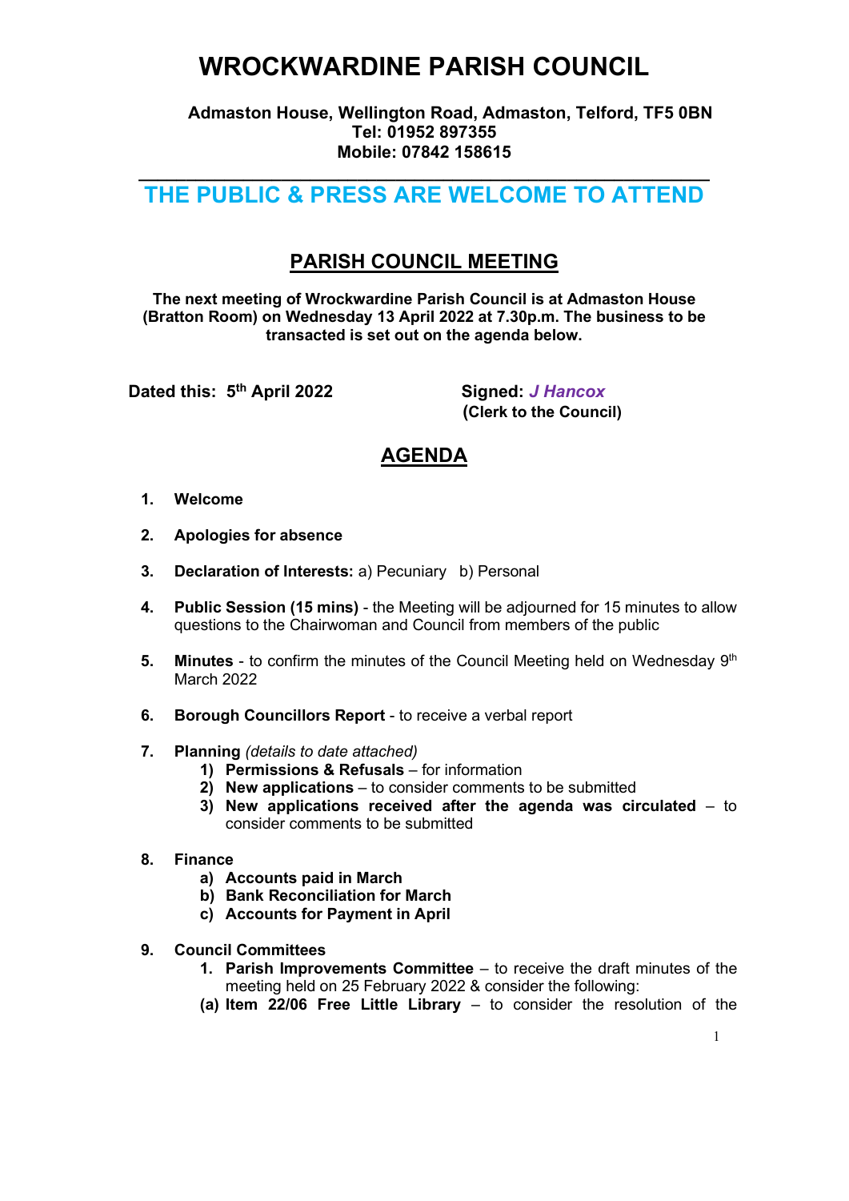# WROCKWARDINE PARISH COUNCIL

**Admaston House, Wellington Road, Admaston, Telford, TF5 0BN**
**Tel: 01952 897355**
**Mobile: 07842 158615**

---

## THE PUBLIC & PRESS ARE WELCOME TO ATTEND

## PARISH COUNCIL MEETING

**The next meeting of Wrockwardine Parish Council is at Admaston House (Bratton Room) on Wednesday 13 April 2022 at 7.30p.m. The business to be transacted is set out on the agenda below.**

**Dated this: 5th April 2022**

**Signed:** ***J Hancox***
**(Clerk to the Council)**

## AGENDA

1. **Welcome**

2. **Apologies for absence**

3. **Declaration of Interests:** a) Pecuniary b) Personal

4. **Public Session (15 mins)** - the Meeting will be adjourned for 15 minutes to allow questions to the Chairwoman and Council from members of the public

5. **Minutes** - to confirm the minutes of the Council Meeting held on Wednesday 9th March 2022

6. **Borough Councillors Report** - to receive a verbal report

7. **Planning** *(details to date attached)*
   1) **Permissions & Refusals** – for information
   2) **New applications** – to consider comments to be submitted
   3) **New applications received after the agenda was circulated** – to consider comments to be submitted

8. **Finance**
   a) **Accounts paid in March**
   b) **Bank Reconciliation for March**
   c) **Accounts for Payment in April**

9. **Council Committees**
   1. **Parish Improvements Committee** – to receive the draft minutes of the meeting held on 25 February 2022 & consider the following:

   **(a) Item 22/06 Free Little Library** – to consider the resolution of the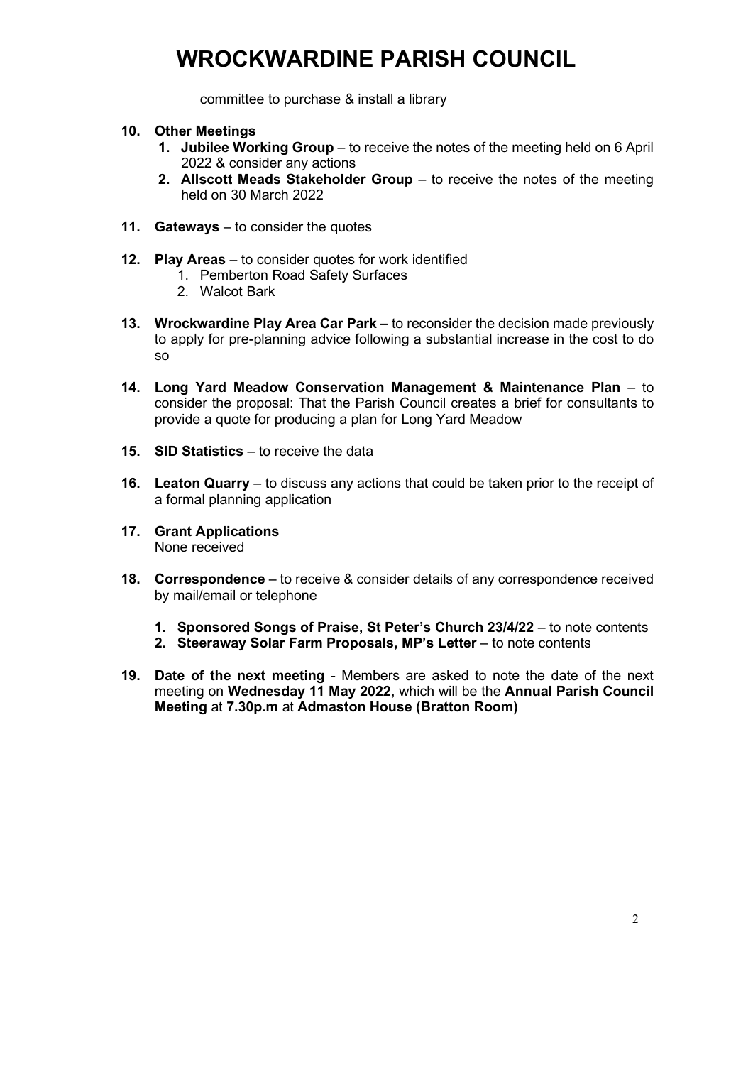# WROCKWARDINE PARISH COUNCIL

committee to purchase & install a library

**10. Other Meetings**

1. **Jubilee Working Group** – to receive the notes of the meeting held on 6 April 2022 & consider any actions
2. **Allscott Meads Stakeholder Group** – to receive the notes of the meeting held on 30 March 2022

**11. Gateways** – to consider the quotes

**12. Play Areas** – to consider quotes for work identified

1. Pemberton Road Safety Surfaces
2. Walcot Bark

**13. Wrockwardine Play Area Car Park –** to reconsider the decision made previously to apply for pre-planning advice following a substantial increase in the cost to do so

**14. Long Yard Meadow Conservation Management & Maintenance Plan** – to consider the proposal: That the Parish Council creates a brief for consultants to provide a quote for producing a plan for Long Yard Meadow

**15. SID Statistics** – to receive the data

**16. Leaton Quarry** – to discuss any actions that could be taken prior to the receipt of a formal planning application

**17. Grant Applications**
None received

**18. Correspondence** – to receive & consider details of any correspondence received by mail/email or telephone

1. **Sponsored Songs of Praise, St Peter's Church 23/4/22** – to note contents
2. **Steeraway Solar Farm Proposals, MP's Letter** – to note contents

**19. Date of the next meeting** - Members are asked to note the date of the next meeting on **Wednesday 11 May 2022,** which will be the **Annual Parish Council Meeting** at **7.30p.m** at **Admaston House (Bratton Room)**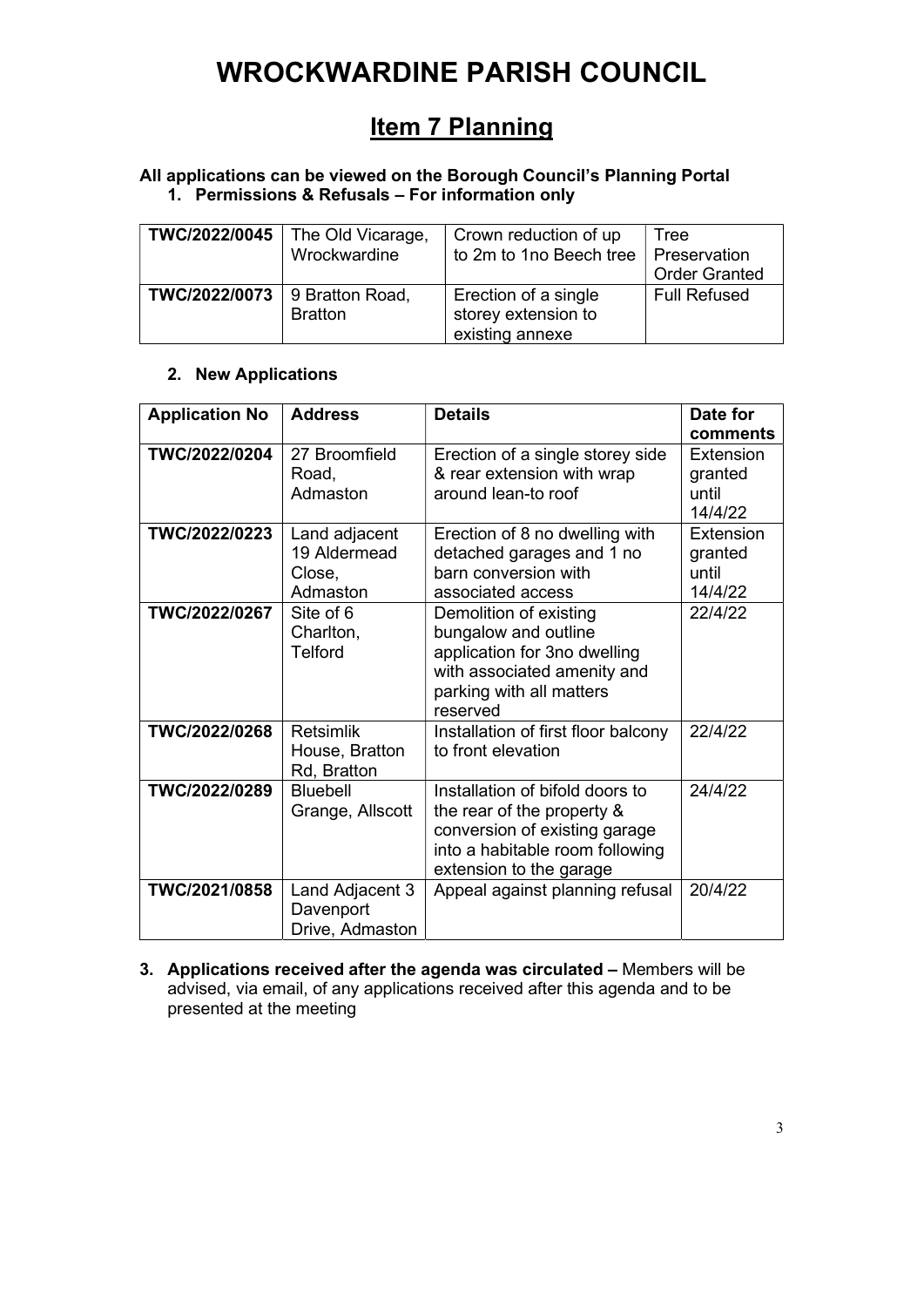# WROCKWARDINE PARISH COUNCIL

## Item 7 Planning

**All applications can be viewed on the Borough Council's Planning Portal**

1. **Permissions & Refusals – For information only**

| | | | |
|---|---|---|---|
| **TWC/2022/0045** | The Old Vicarage, Wrockwardine | Crown reduction of up to 2m to 1no Beech tree | Tree Preservation Order Granted |
| **TWC/2022/0073** | 9 Bratton Road, Bratton | Erection of a single storey extension to existing annexe | Full Refused |

2. **New Applications**

| Application No | Address | Details | Date for comments |
|---|---|---|---|
| **TWC/2022/0204** | 27 Broomfield Road, Admaston | Erection of a single storey side & rear extension with wrap around lean-to roof | Extension granted until 14/4/22 |
| **TWC/2022/0223** | Land adjacent 19 Aldermead Close, Admaston | Erection of 8 no dwelling with detached garages and 1 no barn conversion with associated access | Extension granted until 14/4/22 |
| **TWC/2022/0267** | Site of 6 Charlton, Telford | Demolition of existing bungalow and outline application for 3no dwelling with associated amenity and parking with all matters reserved | 22/4/22 |
| **TWC/2022/0268** | Retsimlik House, Bratton Rd, Bratton | Installation of first floor balcony to front elevation | 22/4/22 |
| **TWC/2022/0289** | Bluebell Grange, Allscott | Installation of bifold doors to the rear of the property & conversion of existing garage into a habitable room following extension to the garage | 24/4/22 |
| **TWC/2021/0858** | Land Adjacent 3 Davenport Drive, Admaston | Appeal against planning refusal | 20/4/22 |

3. **Applications received after the agenda was circulated –** Members will be advised, via email, of any applications received after this agenda and to be presented at the meeting